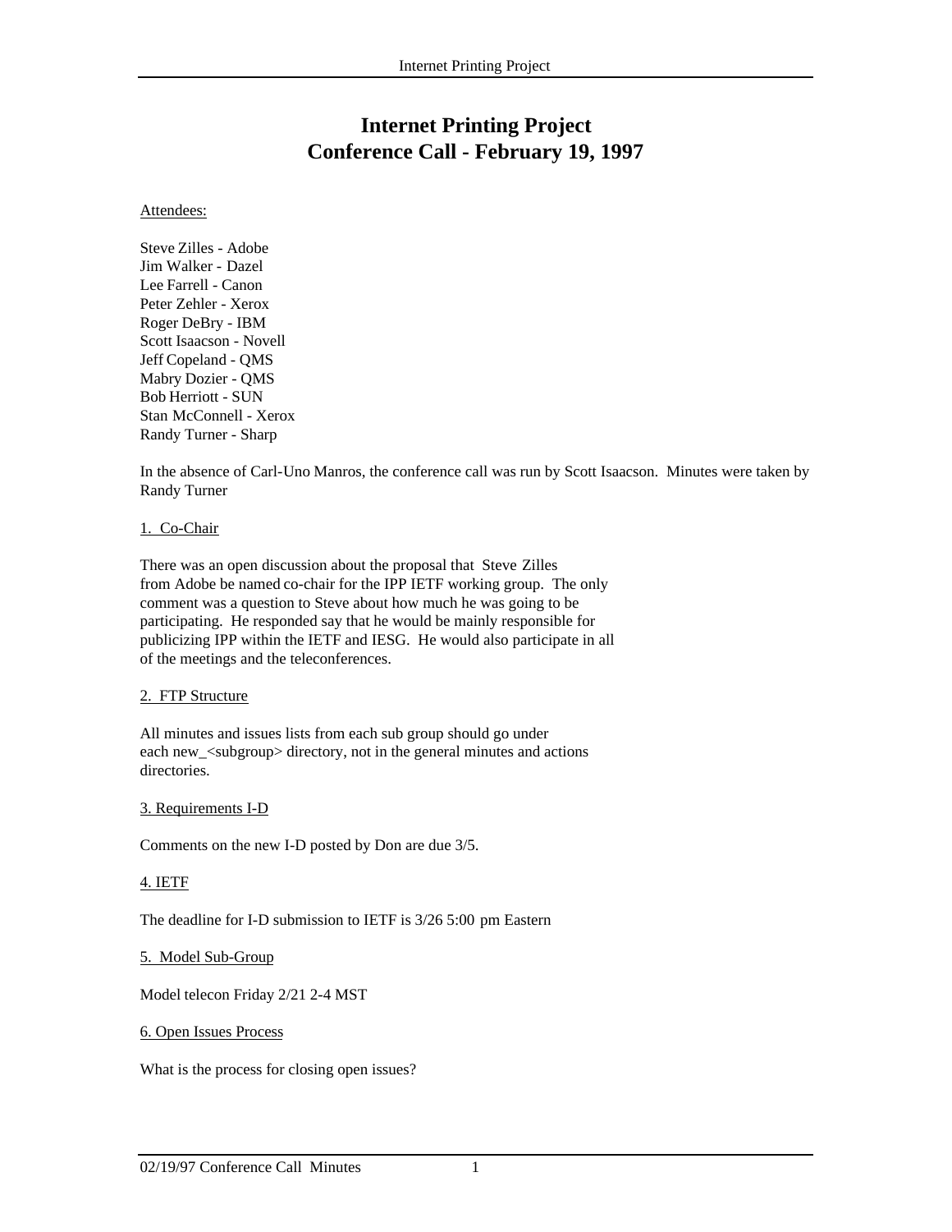# Internet Printing Project
# Conference Call - February 19, 1997

Attendees:

Steve Zilles - Adobe
Jim Walker - Dazel
Lee Farrell - Canon
Peter Zehler - Xerox
Roger DeBry - IBM
Scott Isaacson - Novell
Jeff Copeland - QMS
Mabry Dozier - QMS
Bob Herriott - SUN
Stan McConnell - Xerox
Randy Turner - Sharp

In the absence of Carl-Uno Manros, the conference call was run by Scott Isaacson. Minutes were taken by Randy Turner

## 1. Co-Chair

There was an open discussion about the proposal that Steve Zilles from Adobe be named co-chair for the IPP IETF working group. The only comment was a question to Steve about how much he was going to be participating. He responded say that he would be mainly responsible for publicizing IPP within the IETF and IESG. He would also participate in all of the meetings and the teleconferences.

## 2. FTP Structure

All minutes and issues lists from each sub group should go under each new_<subgroup> directory, not in the general minutes and actions directories.

## 3. Requirements I-D

Comments on the new I-D posted by Don are due 3/5.

## 4. IETF

The deadline for I-D submission to IETF is 3/26 5:00 pm Eastern

## 5. Model Sub-Group

Model telecon Friday 2/21 2-4 MST

## 6. Open Issues Process

What is the process for closing open issues?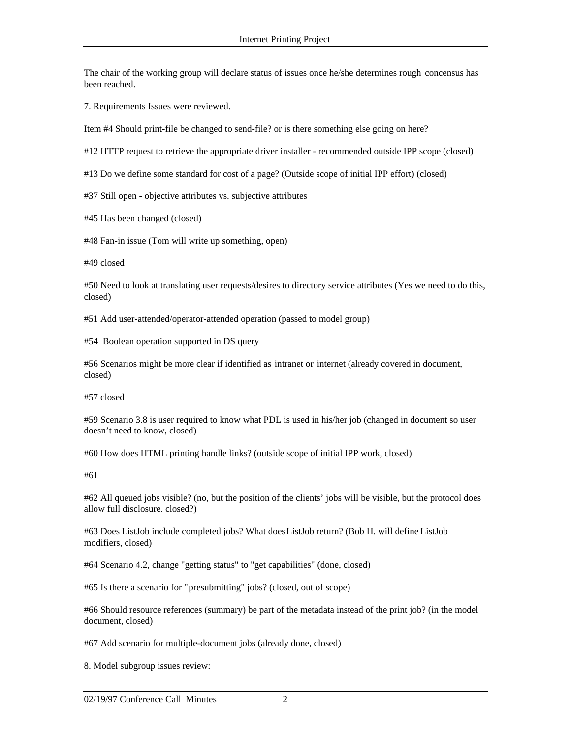The chair of the working group will declare status of issues once he/she determines rough concensus has been reached.

7. Requirements Issues were reviewed.

Item #4 Should print-file be changed to send-file? or is there something else going on here?

#12 HTTP request to retrieve the appropriate driver installer - recommended outside IPP scope (closed)

#13 Do we define some standard for cost of a page? (Outside scope of initial IPP effort) (closed)

#37 Still open - objective attributes vs. subjective attributes

#45 Has been changed (closed)

#48 Fan-in issue (Tom will write up something, open)

#49 closed

#50 Need to look at translating user requests/desires to directory service attributes (Yes we need to do this, closed)

#51 Add user-attended/operator-attended operation (passed to model group)

#54 Boolean operation supported in DS query

#56 Scenarios might be more clear if identified as intranet or internet (already covered in document, closed)

#57 closed

#59 Scenario 3.8 is user required to know what PDL is used in his/her job (changed in document so user doesn't need to know, closed)

#60 How does HTML printing handle links? (outside scope of initial IPP work, closed)

#61

#62 All queued jobs visible? (no, but the position of the clients' jobs will be visible, but the protocol does allow full disclosure. closed?)

#63 Does ListJob include completed jobs? What does ListJob return? (Bob H. will define ListJob modifiers, closed)

#64 Scenario 4.2, change "getting status" to "get capabilities" (done, closed)

#65 Is there a scenario for "presubmitting" jobs? (closed, out of scope)

#66 Should resource references (summary) be part of the metadata instead of the print job? (in the model document, closed)

#67 Add scenario for multiple-document jobs (already done, closed)

8. Model subgroup issues review: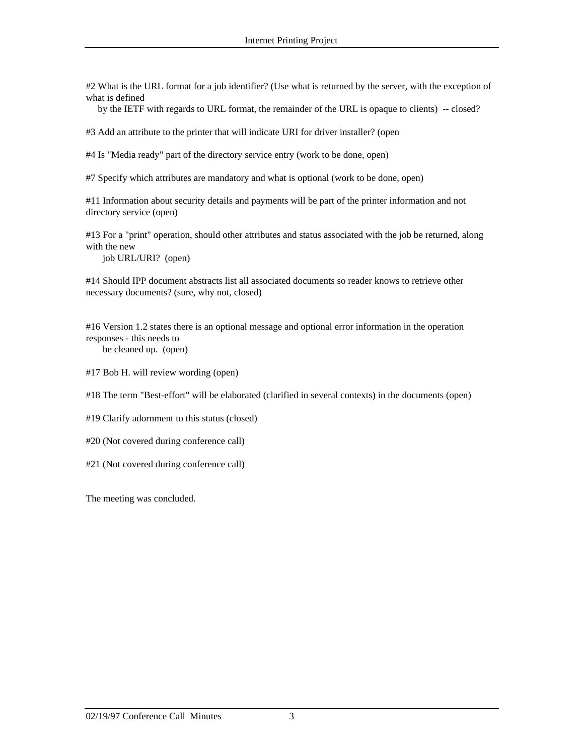#2 What is the URL format for a job identifier? (Use what is returned by the server, with the exception of what is defined
by the IETF with regards to URL format, the remainder of the URL is opaque to clients) -- closed?

#3 Add an attribute to the printer that will indicate URI for driver installer? (open

#4 Is "Media ready" part of the directory service entry (work to be done, open)

#7 Specify which attributes are mandatory and what is optional (work to be done, open)

#11 Information about security details and payments will be part of the printer information and not directory service (open)

#13 For a "print" operation, should other attributes and status associated with the job be returned, along with the new
job URL/URI? (open)

#14 Should IPP document abstracts list all associated documents so reader knows to retrieve other necessary documents? (sure, why not, closed)

#16 Version 1.2 states there is an optional message and optional error information in the operation responses - this needs to
be cleaned up. (open)

#17 Bob H. will review wording (open)

#18 The term "Best-effort" will be elaborated (clarified in several contexts) in the documents (open)

#19 Clarify adornment to this status (closed)

#20 (Not covered during conference call)

#21 (Not covered during conference call)

The meeting was concluded.